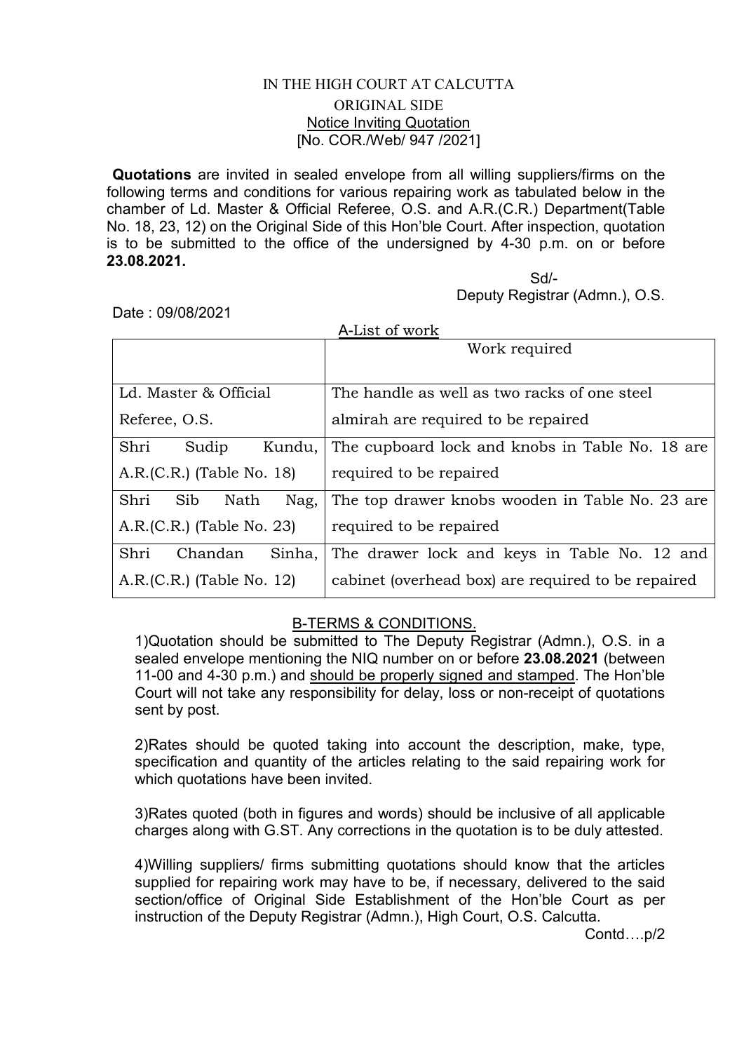IN THE HIGH COURT AT CALCUTTA

ORIGINAL SIDE

Notice Inviting Quotation

[No. COR./Web/ 947 /2021]

**Quotations** are invited in sealed envelope from all willing suppliers/firms on the following terms and conditions for various repairing work as tabulated below in the chamber of Ld. Master & Official Referee, O.S. and A.R.(C.R.) Department(Table No. 18, 23, 12) on the Original Side of this Hon'ble Court. After inspection, quotation is to be submitted to the office of the undersigned by 4-30 p.m. on or before **23.08.2021.**

Sd/-

Deputy Registrar (Admn.), O.S.

Date : 09/08/2021

A-List of work

| | Work required |
|---|---|
| Ld. Master & Official Referee, O.S. | The handle as well as two racks of one steel almirah are required to be repaired |
| Shri Sudip Kundu, A.R.(C.R.) (Table No. 18) | The cupboard lock and knobs in Table No. 18 are required to be repaired |
| Shri Sib Nath Nag, A.R.(C.R.) (Table No. 23) | The top drawer knobs wooden in Table No. 23 are required to be repaired |
| Shri Chandan Sinha, A.R.(C.R.) (Table No. 12) | The drawer lock and keys in Table No. 12 and cabinet (overhead box) are required to be repaired |

B-TERMS & CONDITIONS.

1)Quotation should be submitted to The Deputy Registrar (Admn.), O.S. in a sealed envelope mentioning the NIQ number on or before **23.08.2021** (between 11-00 and 4-30 p.m.) and should be properly signed and stamped. The Hon'ble Court will not take any responsibility for delay, loss or non-receipt of quotations sent by post.

2)Rates should be quoted taking into account the description, make, type, specification and quantity of the articles relating to the said repairing work for which quotations have been invited.

3)Rates quoted (both in figures and words) should be inclusive of all applicable charges along with G.ST. Any corrections in the quotation is to be duly attested.

4)Willing suppliers/ firms submitting quotations should know that the articles supplied for repairing work may have to be, if necessary, delivered to the said section/office of Original Side Establishment of the Hon'ble Court as per instruction of the Deputy Registrar (Admn.), High Court, O.S. Calcutta.

Contd….p/2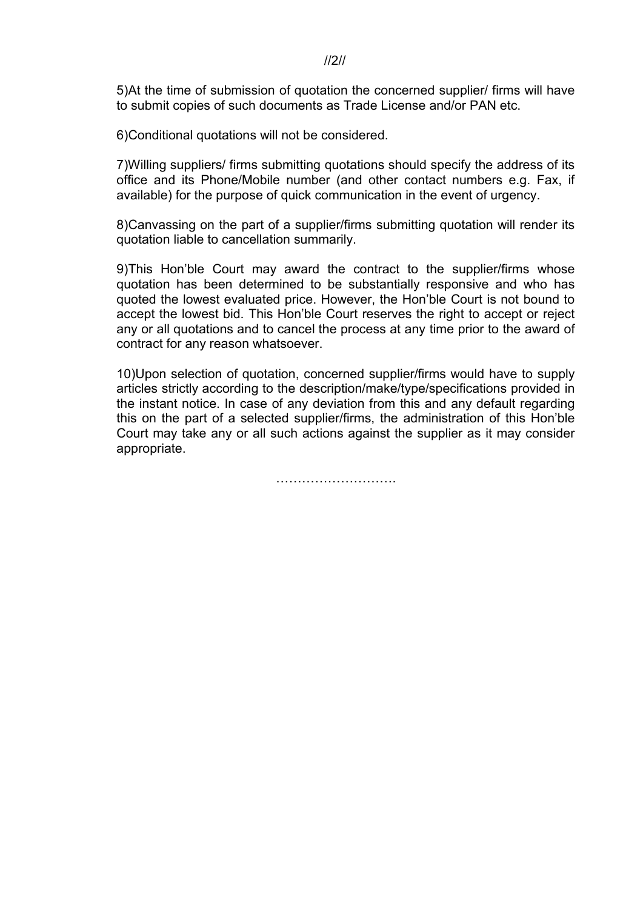5)At the time of submission of quotation the concerned supplier/ firms will have to submit copies of such documents as Trade License and/or PAN etc.

6)Conditional quotations will not be considered.

7)Willing suppliers/ firms submitting quotations should specify the address of its office and its Phone/Mobile number (and other contact numbers e.g. Fax, if available) for the purpose of quick communication in the event of urgency.

8)Canvassing on the part of a supplier/firms submitting quotation will render its quotation liable to cancellation summarily.

9)This Hon'ble Court may award the contract to the supplier/firms whose quotation has been determined to be substantially responsive and who has quoted the lowest evaluated price. However, the Hon'ble Court is not bound to accept the lowest bid. This Hon'ble Court reserves the right to accept or reject any or all quotations and to cancel the process at any time prior to the award of contract for any reason whatsoever.

10)Upon selection of quotation, concerned supplier/firms would have to supply articles strictly according to the description/make/type/specifications provided in the instant notice. In case of any deviation from this and any default regarding this on the part of a selected supplier/firms, the administration of this Hon'ble Court may take any or all such actions against the supplier as it may consider appropriate.

……………………….